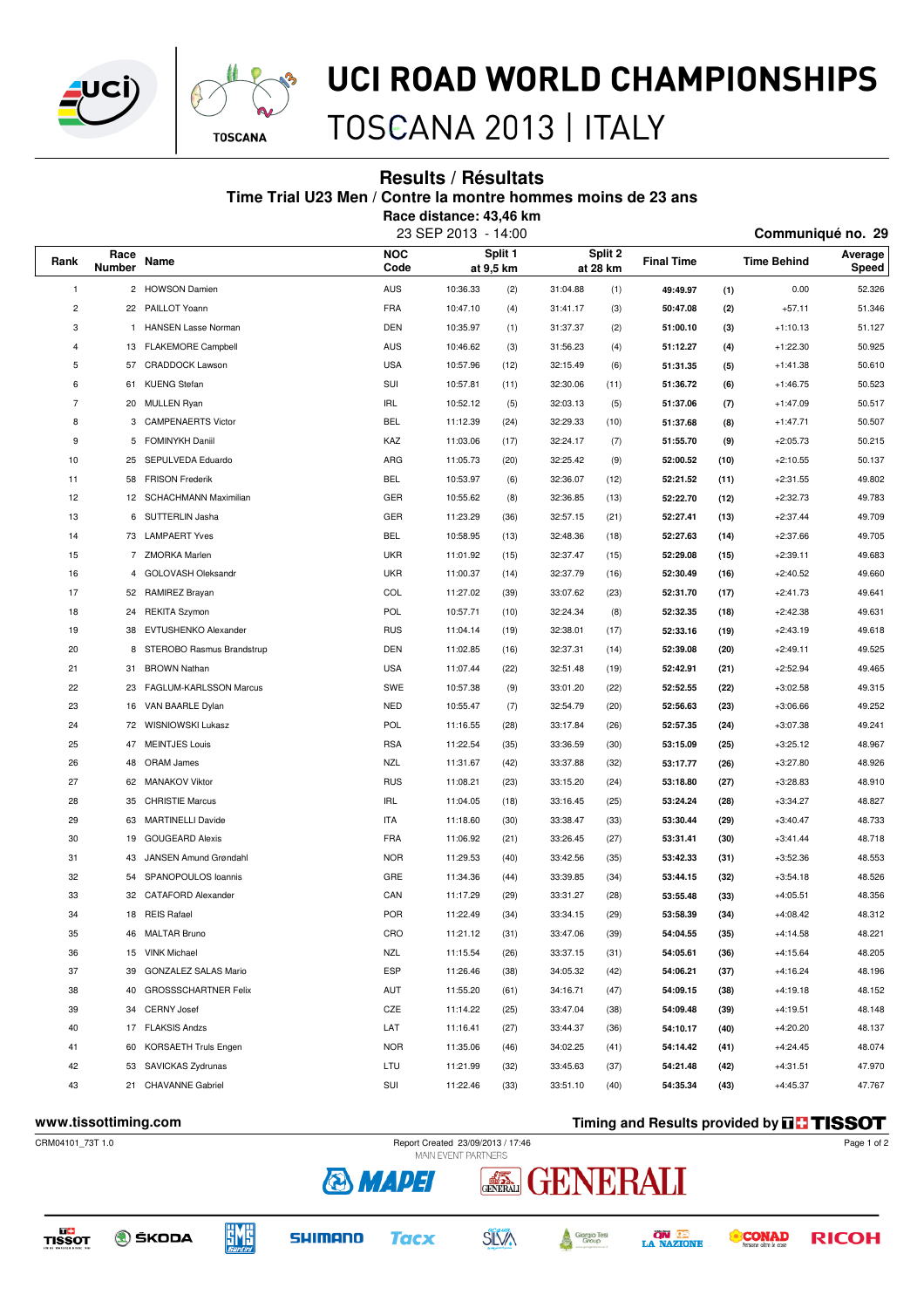# UCI ROAD WORLD CHAMPIONSHIPS

TOSCANA 2013 | ITALY

## Results / Résultats

### Time Trial U23 Men / Contre la montre hommes moins de 23 ans

**Race distance: 43,46 km**

23 SEP 2013 - 14:00

**Communiqué no. 29**

| Rank | Race Number | Name | NOC Code | Split 1 at 9,5 km | | Split 2 at 28 km | | Final Time | | Time Behind | Average Speed |
|---|---|---|---|---|---|---|---|---|---|---|---|
| 1 | 2 | HOWSON Damien | AUS | 10:36.33 | (2) | 31:04.88 | (1) | **49:49.97** | **(1)** | 0.00 | 52.326 |
| 2 | 22 | PAILLOT Yoann | FRA | 10:47.10 | (4) | 31:41.17 | (3) | **50:47.08** | **(2)** | +57.11 | 51.346 |
| 3 | 1 | HANSEN Lasse Norman | DEN | 10:35.97 | (1) | 31:37.37 | (2) | **51:00.10** | **(3)** | +1:10.13 | 51.127 |
| 4 | 13 | FLAKEMORE Campbell | AUS | 10:46.62 | (3) | 31:56.23 | (4) | **51:12.27** | **(4)** | +1:22.30 | 50.925 |
| 5 | 57 | CRADDOCK Lawson | USA | 10:57.96 | (12) | 32:15.49 | (6) | **51:31.35** | **(5)** | +1:41.38 | 50.610 |
| 6 | 61 | KUENG Stefan | SUI | 10:57.81 | (11) | 32:30.06 | (11) | **51:36.72** | **(6)** | +1:46.75 | 50.523 |
| 7 | 20 | MULLEN Ryan | IRL | 10:52.12 | (5) | 32:03.13 | (5) | **51:37.06** | **(7)** | +1:47.09 | 50.517 |
| 8 | 3 | CAMPENAERTS Victor | BEL | 11:12.39 | (24) | 32:29.33 | (10) | **51:37.68** | **(8)** | +1:47.71 | 50.507 |
| 9 | 5 | FOMINYKH Daniil | KAZ | 11:03.06 | (17) | 32:24.17 | (7) | **51:55.70** | **(9)** | +2:05.73 | 50.215 |
| 10 | 25 | SEPULVEDA Eduardo | ARG | 11:05.73 | (20) | 32:25.42 | (9) | **52:00.52** | **(10)** | +2:10.55 | 50.137 |
| 11 | 58 | FRISON Frederik | BEL | 10:53.97 | (6) | 32:36.07 | (12) | **52:21.52** | **(11)** | +2:31.55 | 49.802 |
| 12 | 12 | SCHACHMANN Maximilian | GER | 10:55.62 | (8) | 32:36.85 | (13) | **52:22.70** | **(12)** | +2:32.73 | 49.783 |
| 13 | 6 | SUTTERLIN Jasha | GER | 11:23.29 | (36) | 32:57.15 | (21) | **52:27.41** | **(13)** | +2:37.44 | 49.709 |
| 14 | 73 | LAMPAERT Yves | BEL | 10:58.95 | (13) | 32:48.36 | (18) | **52:27.63** | **(14)** | +2:37.66 | 49.705 |
| 15 | 7 | ZMORKA Marlen | UKR | 11:01.92 | (15) | 32:37.47 | (15) | **52:29.08** | **(15)** | +2:39.11 | 49.683 |
| 16 | 4 | GOLOVASH Oleksandr | UKR | 11:00.37 | (14) | 32:37.79 | (16) | **52:30.49** | **(16)** | +2:40.52 | 49.660 |
| 17 | 52 | RAMIREZ Brayan | COL | 11:27.02 | (39) | 33:07.62 | (23) | **52:31.70** | **(17)** | +2:41.73 | 49.641 |
| 18 | 24 | REKITA Szymon | POL | 10:57.71 | (10) | 32:24.34 | (8) | **52:32.35** | **(18)** | +2:42.38 | 49.631 |
| 19 | 38 | EVTUSHENKO Alexander | RUS | 11:04.14 | (19) | 32:38.01 | (17) | **52:33.16** | **(19)** | +2:43.19 | 49.618 |
| 20 | 8 | STEROBO Rasmus Brandstrup | DEN | 11:02.85 | (16) | 32:37.31 | (14) | **52:39.08** | **(20)** | +2:49.11 | 49.525 |
| 21 | 31 | BROWN Nathan | USA | 11:07.44 | (22) | 32:51.48 | (19) | **52:42.91** | **(21)** | +2:52.94 | 49.465 |
| 22 | 23 | FAGLUM-KARLSSON Marcus | SWE | 10:57.38 | (9) | 33:01.20 | (22) | **52:52.55** | **(22)** | +3:02.58 | 49.315 |
| 23 | 16 | VAN BAARLE Dylan | NED | 10:55.47 | (7) | 32:54.79 | (20) | **52:56.63** | **(23)** | +3:06.66 | 49.252 |
| 24 | 72 | WISNIOWSKI Lukasz | POL | 11:16.55 | (28) | 33:17.84 | (26) | **52:57.35** | **(24)** | +3:07.38 | 49.241 |
| 25 | 47 | MEINTJES Louis | RSA | 11:22.54 | (35) | 33:36.59 | (30) | **53:15.09** | **(25)** | +3:25.12 | 48.967 |
| 26 | 48 | ORAM James | NZL | 11:31.67 | (42) | 33:37.88 | (32) | **53:17.77** | **(26)** | +3:27.80 | 48.926 |
| 27 | 62 | MANAKOV Viktor | RUS | 11:08.21 | (23) | 33:15.20 | (24) | **53:18.80** | **(27)** | +3:28.83 | 48.910 |
| 28 | 35 | CHRISTIE Marcus | IRL | 11:04.05 | (18) | 33:16.45 | (25) | **53:24.24** | **(28)** | +3:34.27 | 48.827 |
| 29 | 63 | MARTINELLI Davide | ITA | 11:18.60 | (30) | 33:38.47 | (33) | **53:30.44** | **(29)** | +3:40.47 | 48.733 |
| 30 | 19 | GOUGEARD Alexis | FRA | 11:06.92 | (21) | 33:26.45 | (27) | **53:31.41** | **(30)** | +3:41.44 | 48.718 |
| 31 | 43 | JANSEN Amund Grøndahl | NOR | 11:29.53 | (40) | 33:42.56 | (35) | **53:42.33** | **(31)** | +3:52.36 | 48.553 |
| 32 | 54 | SPANOPOULOS Ioannis | GRE | 11:34.36 | (44) | 33:39.85 | (34) | **53:44.15** | **(32)** | +3:54.18 | 48.526 |
| 33 | 32 | CATAFORD Alexander | CAN | 11:17.29 | (29) | 33:31.27 | (28) | **53:55.48** | **(33)** | +4:05.51 | 48.356 |
| 34 | 18 | REIS Rafael | POR | 11:22.49 | (34) | 33:34.15 | (29) | **53:58.39** | **(34)** | +4:08.42 | 48.312 |
| 35 | 46 | MALTAR Bruno | CRO | 11:21.12 | (31) | 33:47.06 | (39) | **54:04.55** | **(35)** | +4:14.58 | 48.221 |
| 36 | 15 | VINK Michael | NZL | 11:15.54 | (26) | 33:37.15 | (31) | **54:05.61** | **(36)** | +4:15.64 | 48.205 |
| 37 | 39 | GONZALEZ SALAS Mario | ESP | 11:26.46 | (38) | 34:05.32 | (42) | **54:06.21** | **(37)** | +4:16.24 | 48.196 |
| 38 | 40 | GROSSSCHARTNER Felix | AUT | 11:55.20 | (61) | 34:16.71 | (47) | **54:09.15** | **(38)** | +4:19.18 | 48.152 |
| 39 | 34 | CERNY Josef | CZE | 11:14.22 | (25) | 33:47.04 | (38) | **54:09.48** | **(39)** | +4:19.51 | 48.148 |
| 40 | 17 | FLAKSIS Andzs | LAT | 11:16.41 | (27) | 33:44.37 | (36) | **54:10.17** | **(40)** | +4:20.20 | 48.137 |
| 41 | 60 | KORSAETH Truls Engen | NOR | 11:35.06 | (46) | 34:02.25 | (41) | **54:14.42** | **(41)** | +4:24.45 | 48.074 |
| 42 | 53 | SAVICKAS Zydrunas | LTU | 11:21.99 | (32) | 33:45.63 | (37) | **54:21.48** | **(42)** | +4:31.51 | 47.970 |
| 43 | 21 | CHAVANNE Gabriel | SUI | 11:22.46 | (33) | 33:51.10 | (40) | **54:35.34** | **(43)** | +4:45.37 | 47.767 |

**www.tissottiming.com**

**Timing and Results provided by TISSOT**

CRM04101_73T 1.0

Report Created 23/09/2013 / 17:46

MAIN EVENT PARTNERS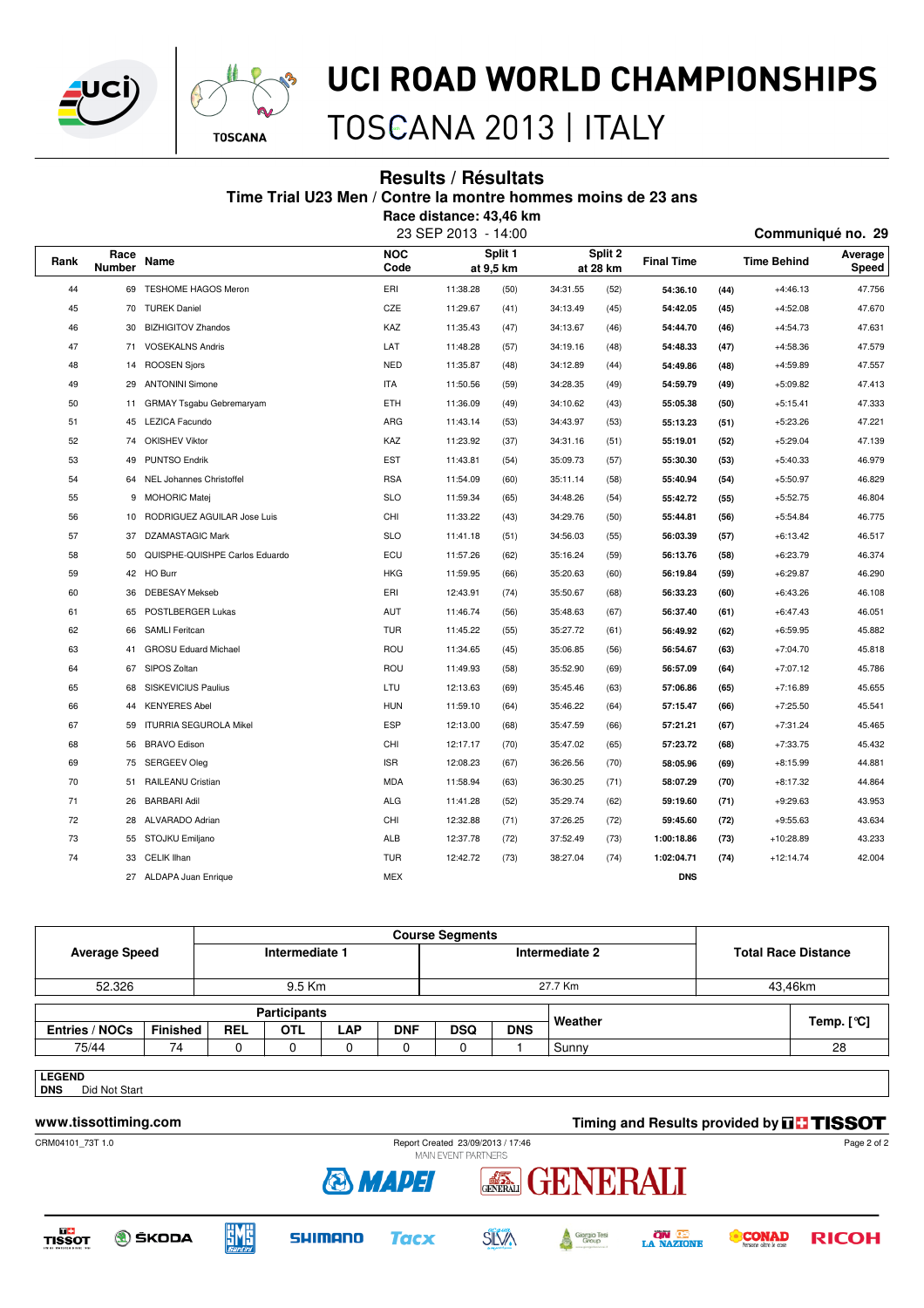# UCI ROAD WORLD CHAMPIONSHIPS

TOSCANA 2013 | ITALY

## Results / Résultats

### Time Trial U23 Men / Contre la montre hommes moins de 23 ans

**Race distance: 43,46 km**

23 SEP 2013 - 14:00

**Communiqué no. 29**

| Rank | Race Number | Name | NOC Code | Split 1 at 9,5 km | | Split 2 at 28 km | | Final Time | | Time Behind | Average Speed |
|---|---|---|---|---|---|---|---|---|---|---|---|
| 44 | 69 | TESHOME HAGOS Meron | ERI | 11:38.28 | (50) | 34:31.55 | (52) | **54:36.10** | **(44)** | +4:46.13 | 47.756 |
| 45 | 70 | TUREK Daniel | CZE | 11:29.67 | (41) | 34:13.49 | (45) | **54:42.05** | **(45)** | +4:52.08 | 47.670 |
| 46 | 30 | BIZHIGITOV Zhandos | KAZ | 11:35.43 | (47) | 34:13.67 | (46) | **54:44.70** | **(46)** | +4:54.73 | 47.631 |
| 47 | 71 | VOSEKALNS Andris | LAT | 11:48.28 | (57) | 34:19.16 | (48) | **54:48.33** | **(47)** | +4:58.36 | 47.579 |
| 48 | 14 | ROOSEN Sjors | NED | 11:35.87 | (48) | 34:12.89 | (44) | **54:49.86** | **(48)** | +4:59.89 | 47.557 |
| 49 | 29 | ANTONINI Simone | ITA | 11:50.56 | (59) | 34:28.35 | (49) | **54:59.79** | **(49)** | +5:09.82 | 47.413 |
| 50 | 11 | GRMAY Tsgabu Gebremaryam | ETH | 11:36.09 | (49) | 34:10.62 | (43) | **55:05.38** | **(50)** | +5:15.41 | 47.333 |
| 51 | 45 | LEZICA Facundo | ARG | 11:43.14 | (53) | 34:43.97 | (53) | **55:13.23** | **(51)** | +5:23.26 | 47.221 |
| 52 | 74 | OKISHEV Viktor | KAZ | 11:23.92 | (37) | 34:31.16 | (51) | **55:19.01** | **(52)** | +5:29.04 | 47.139 |
| 53 | 49 | PUNTSO Endrik | EST | 11:43.81 | (54) | 35:09.73 | (57) | **55:30.30** | **(53)** | +5:40.33 | 46.979 |
| 54 | 64 | NEL Johannes Christoffel | RSA | 11:54.09 | (60) | 35:11.14 | (58) | **55:40.94** | **(54)** | +5:50.97 | 46.829 |
| 55 | 9 | MOHORIC Matej | SLO | 11:59.34 | (65) | 34:48.26 | (54) | **55:42.72** | **(55)** | +5:52.75 | 46.804 |
| 56 | 10 | RODRIGUEZ AGUILAR Jose Luis | CHI | 11:33.22 | (43) | 34:29.76 | (50) | **55:44.81** | **(56)** | +5:54.84 | 46.775 |
| 57 | 37 | DZAMASTAGIC Mark | SLO | 11:41.18 | (51) | 34:56.03 | (55) | **56:03.39** | **(57)** | +6:13.42 | 46.517 |
| 58 | 50 | QUISPHE-QUISHPE Carlos Eduardo | ECU | 11:57.26 | (62) | 35:16.24 | (59) | **56:13.76** | **(58)** | +6:23.79 | 46.374 |
| 59 | 42 | HO Burr | HKG | 11:59.95 | (66) | 35:20.63 | (60) | **56:19.84** | **(59)** | +6:29.87 | 46.290 |
| 60 | 36 | DEBESAY Mekseb | ERI | 12:43.91 | (74) | 35:50.67 | (68) | **56:33.23** | **(60)** | +6:43.26 | 46.108 |
| 61 | 65 | POSTLBERGER Lukas | AUT | 11:46.74 | (56) | 35:48.63 | (67) | **56:37.40** | **(61)** | +6:47.43 | 46.051 |
| 62 | 66 | SAMLI Feritcan | TUR | 11:45.22 | (55) | 35:27.72 | (61) | **56:49.92** | **(62)** | +6:59.95 | 45.882 |
| 63 | 41 | GROSU Eduard Michael | ROU | 11:34.65 | (45) | 35:06.85 | (56) | **56:54.67** | **(63)** | +7:04.70 | 45.818 |
| 64 | 67 | SIPOS Zoltan | ROU | 11:49.93 | (58) | 35:52.90 | (69) | **56:57.09** | **(64)** | +7:07.12 | 45.786 |
| 65 | 68 | SISKEVICIUS Paulius | LTU | 12:13.63 | (69) | 35:45.46 | (63) | **57:06.86** | **(65)** | +7:16.89 | 45.655 |
| 66 | 44 | KENYERES Abel | HUN | 11:59.10 | (64) | 35:46.22 | (64) | **57:15.47** | **(66)** | +7:25.50 | 45.541 |
| 67 | 59 | ITURRIA SEGUROLA Mikel | ESP | 12:13.00 | (68) | 35:47.59 | (66) | **57:21.21** | **(67)** | +7:31.24 | 45.465 |
| 68 | 56 | BRAVO Edison | CHI | 12:17.17 | (70) | 35:47.02 | (65) | **57:23.72** | **(68)** | +7:33.75 | 45.432 |
| 69 | 75 | SERGEEV Oleg | ISR | 12:08.23 | (67) | 36:26.56 | (70) | **58:05.96** | **(69)** | +8:15.99 | 44.881 |
| 70 | 51 | RAILEANU Cristian | MDA | 11:58.94 | (63) | 36:30.25 | (71) | **58:07.29** | **(70)** | +8:17.32 | 44.864 |
| 71 | 26 | BARBARI Adil | ALG | 11:41.28 | (52) | 35:29.74 | (62) | **59:19.60** | **(71)** | +9:29.63 | 43.953 |
| 72 | 28 | ALVARADO Adrian | CHI | 12:32.88 | (71) | 37:26.25 | (72) | **59:45.60** | **(72)** | +9:55.63 | 43.634 |
| 73 | 55 | STOJKU Emiljano | ALB | 12:37.78 | (72) | 37:52.49 | (73) | **1:00:18.86** | **(73)** | +10:28.89 | 43.233 |
| 74 | 33 | CELIK Ilhan | TUR | 12:42.72 | (73) | 38:27.04 | (74) | **1:02:04.71** | **(74)** | +12:14.74 | 42.004 |
| | 27 | ALDAPA Juan Enrique | MEX | | | | | **DNS** | | | |

| Average Speed | Course Segments: Intermediate 1 | Course Segments: Intermediate 2 | Total Race Distance |
|---|---|---|---|
| 52.326 | 9.5 Km | 27.7 Km | 43,46km |

| Entries / NOCs | Finished | REL | OTL | LAP | DNF | DSQ | DNS | Weather | Temp. [°C] |
|---|---|---|---|---|---|---|---|---|---|
| 75/44 | 74 | 0 | 0 | 0 | 0 | 0 | 1 | Sunny | 28 |

**LEGEND**
**DNS** Did Not Start

www.tissottiming.com

Timing and Results provided by TISSOT

CRM04101_73T 1.0

Report Created 23/09/2013 / 17:46

MAIN EVENT PARTNERS